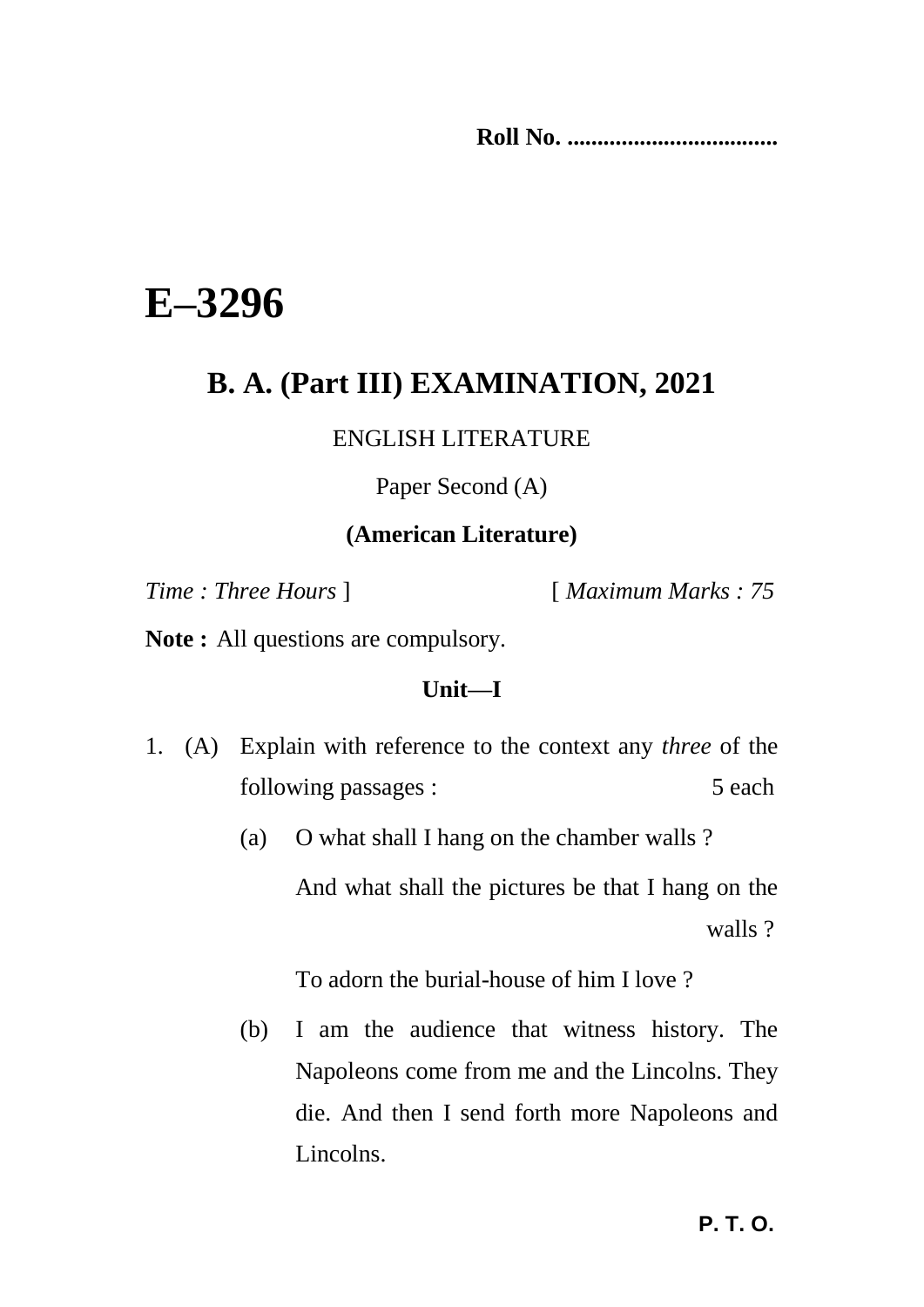Roll No. ..................................

# E–3296

## B. A. (Part III) EXAMINATION, 2021

ENGLISH LITERATURE

Paper Second (A)

**(American Literature)**

*Time : Three Hours* ] [ *Maximum Marks : 75*

**Note :** All questions are compulsory.

**Unit—I**

1. (A) Explain with reference to the context any *three* of the following passages : 5 each

   (a) O what shall I hang on the chamber walls ?

   And what shall the pictures be that I hang on the walls ?

   To adorn the burial-house of him I love ?

   (b) I am the audience that witness history. The Napoleons come from me and the Lincolns. They die. And then I send forth more Napoleons and Lincolns.

P. T. O.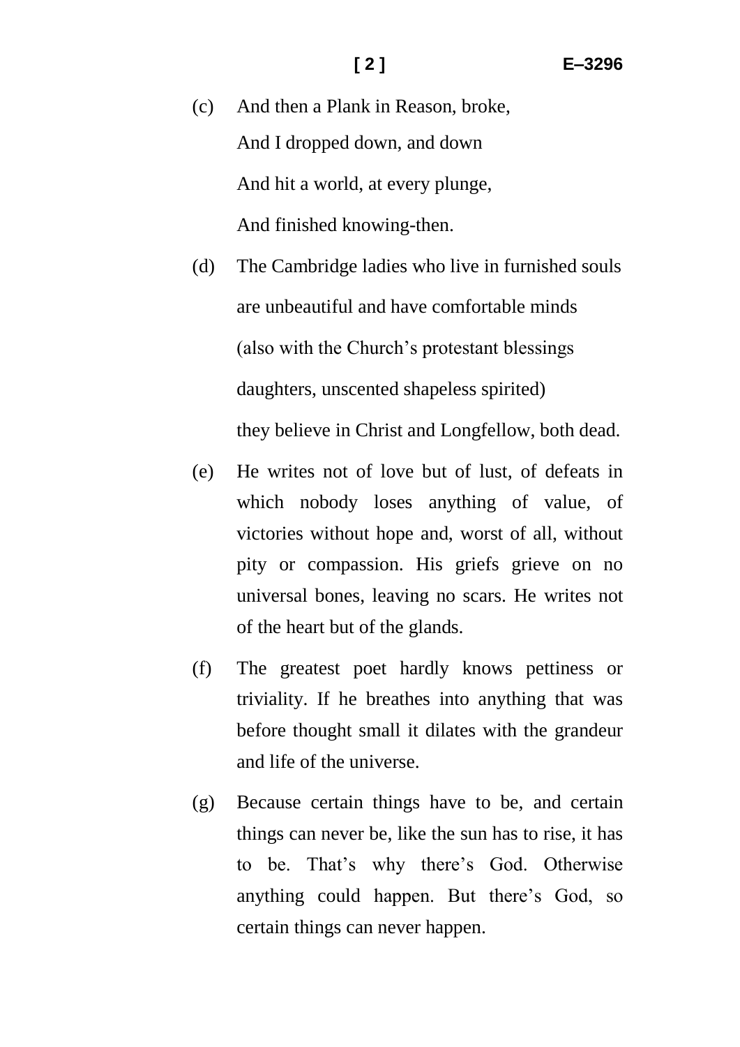(c) And then a Plank in Reason, broke,

And I dropped down, and down

And hit a world, at every plunge,

And finished knowing-then.

(d) The Cambridge ladies who live in furnished souls

are unbeautiful and have comfortable minds

(also with the Church's protestant blessings

daughters, unscented shapeless spirited)

they believe in Christ and Longfellow, both dead.

(e) He writes not of love but of lust, of defeats in which nobody loses anything of value, of victories without hope and, worst of all, without pity or compassion. His griefs grieve on no universal bones, leaving no scars. He writes not of the heart but of the glands.

(f) The greatest poet hardly knows pettiness or triviality. If he breathes into anything that was before thought small it dilates with the grandeur and life of the universe.

(g) Because certain things have to be, and certain things can never be, like the sun has to rise, it has to be. That's why there's God. Otherwise anything could happen. But there's God, so certain things can never happen.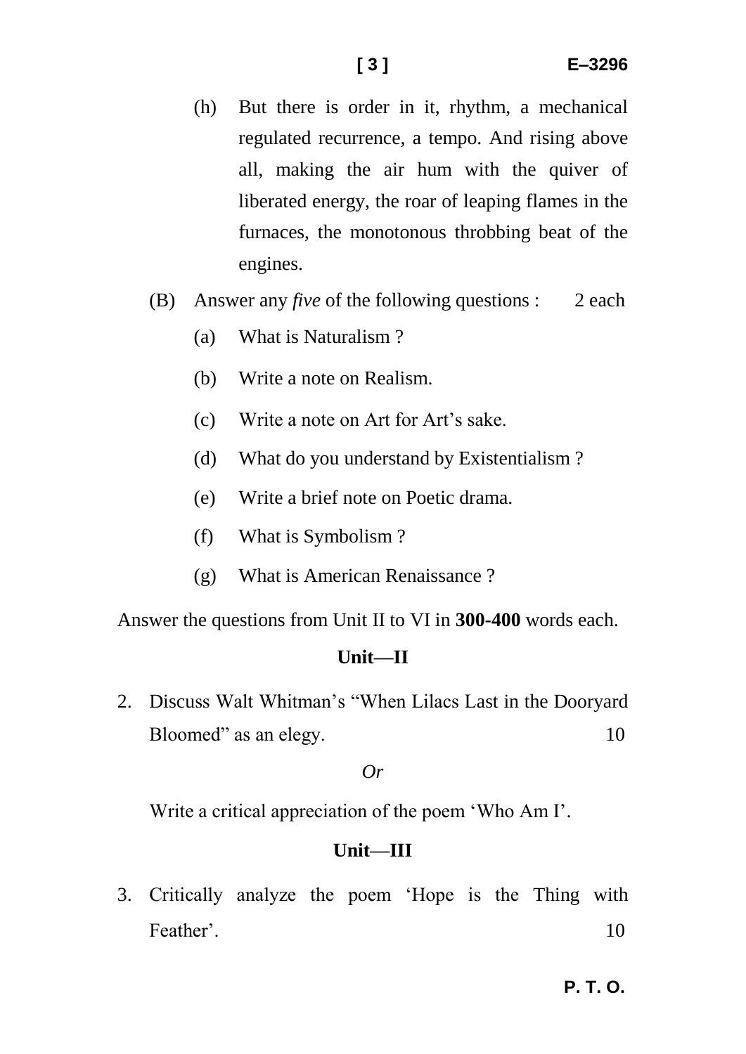(h) But there is order in it, rhythm, a mechanical regulated recurrence, a tempo. And rising above all, making the air hum with the quiver of liberated energy, the roar of leaping flames in the furnaces, the monotonous throbbing beat of the engines.

(B) Answer any *five* of the following questions : 2 each

(a) What is Naturalism ?

(b) Write a note on Realism.

(c) Write a note on Art for Art's sake.

(d) What do you understand by Existentialism ?

(e) Write a brief note on Poetic drama.

(f) What is Symbolism ?

(g) What is American Renaissance ?

Answer the questions from Unit II to VI in **300-400** words each.

## Unit—II

2. Discuss Walt Whitman's "When Lilacs Last in the Dooryard Bloomed" as an elegy. 10

*Or*

Write a critical appreciation of the poem 'Who Am I'.

## Unit—III

3. Critically analyze the poem 'Hope is the Thing with Feather'. 10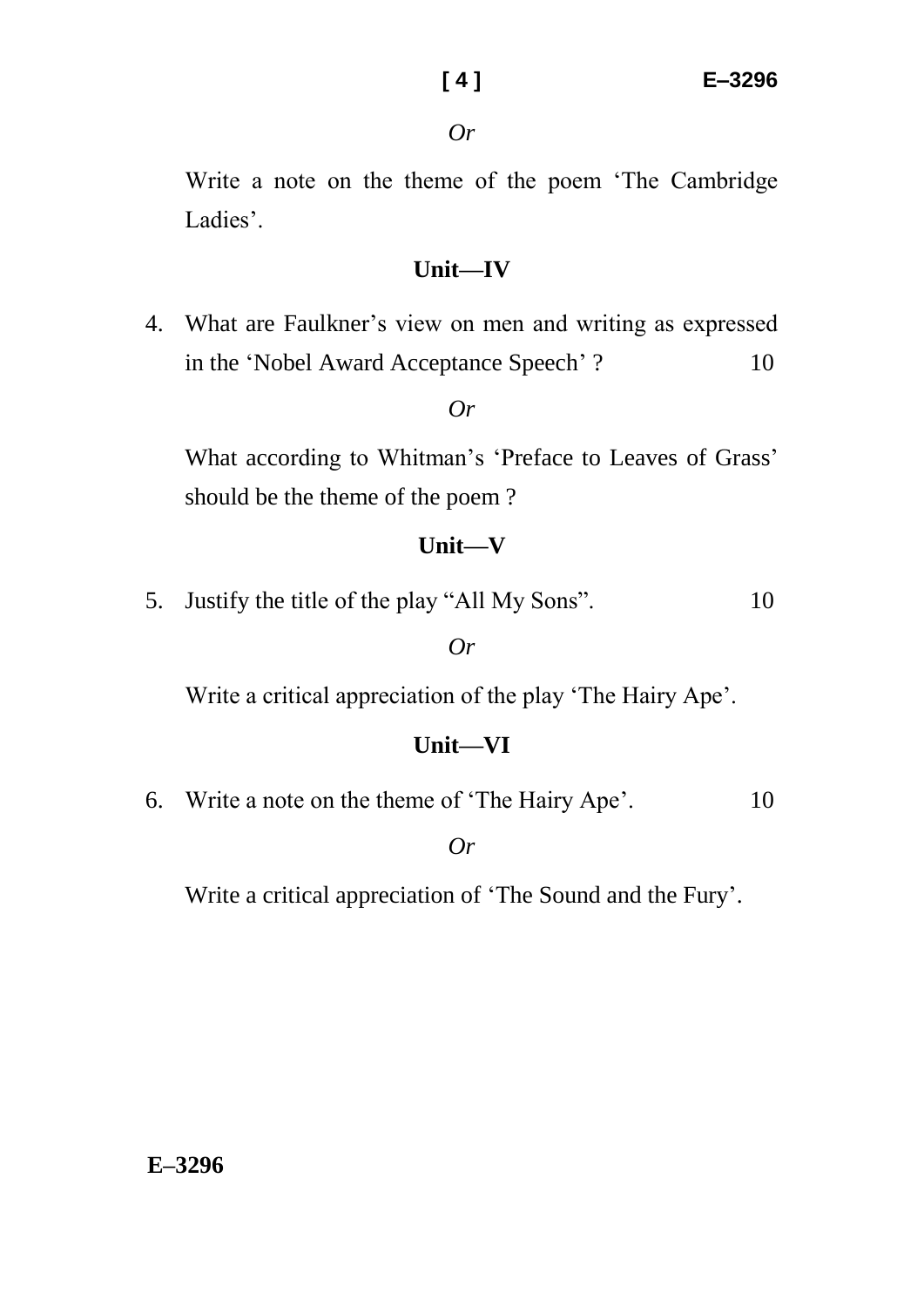*Or*

Write a note on the theme of the poem 'The Cambridge Ladies'.

## Unit—IV

4. What are Faulkner's view on men and writing as expressed in the 'Nobel Award Acceptance Speech' ? 10

*Or*

What according to Whitman's 'Preface to Leaves of Grass' should be the theme of the poem ?

## Unit—V

5. Justify the title of the play "All My Sons". 10

*Or*

Write a critical appreciation of the play 'The Hairy Ape'.

## Unit—VI

6. Write a note on the theme of 'The Hairy Ape'. 10

*Or*

Write a critical appreciation of 'The Sound and the Fury'.